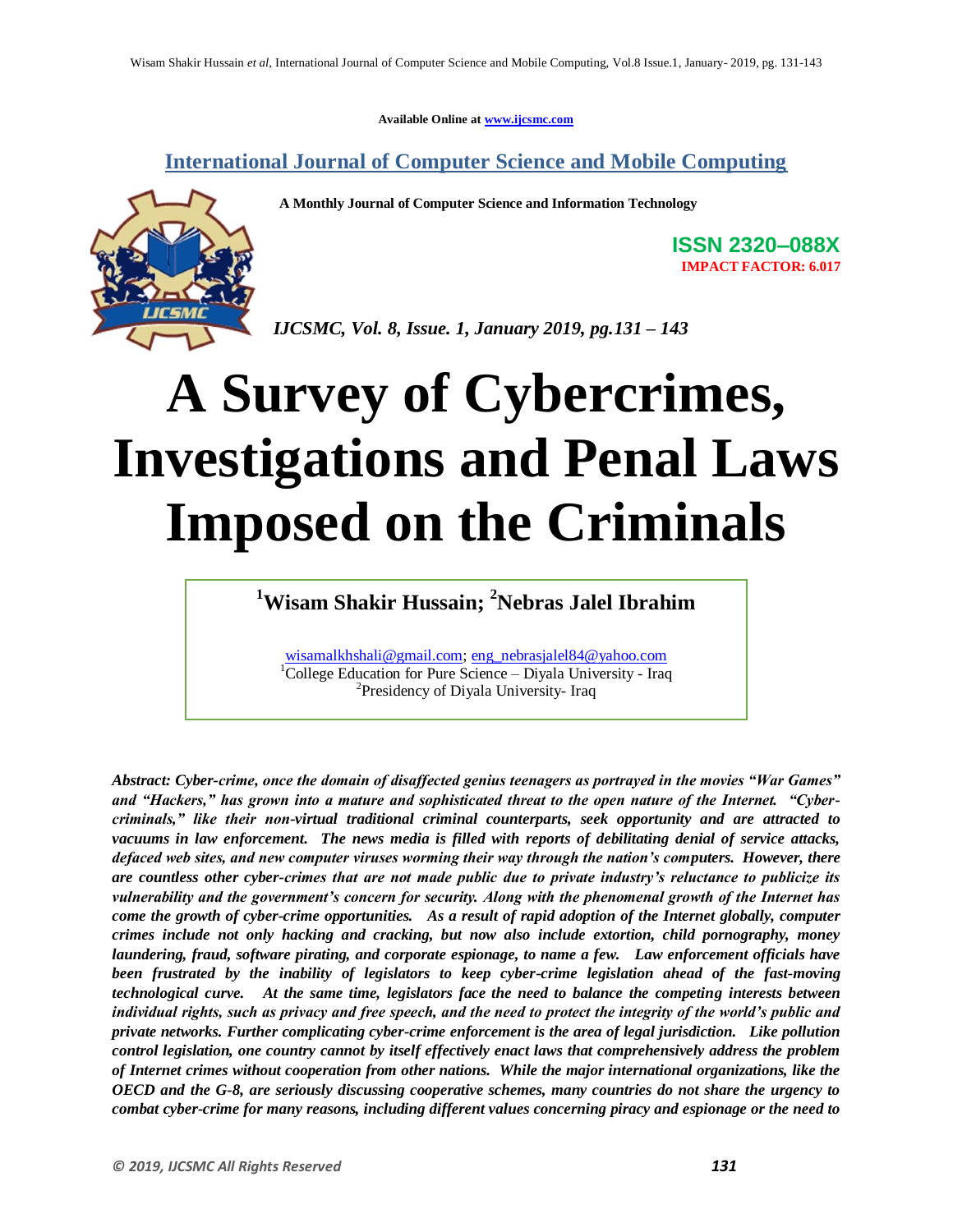Available Online at www.ijcsmc.com

**International Journal of Computer Science and Mobile Computing**

**A Monthly Journal of Computer Science and Information Technology**

**ISSN 2320–088X**

**IMPACT FACTOR: 6.017**

*IJCSMC, Vol. 8, Issue. 1, January 2019, pg.131 – 143*

# A Survey of Cybercrimes, Investigations and Penal Laws Imposed on the Criminals

**[1]Wisam Shakir Hussain; [2]Nebras Jalel Ibrahim**

wisamalkhshali@gmail.com; eng_nebrasjalel84@yahoo.com

[1]College Education for Pure Science – Diyala University - Iraq

[2]Presidency of Diyala University- Iraq

***Abstract:** Cyber-crime, once the domain of disaffected genius teenagers as portrayed in the movies "War Games" and "Hackers," has grown into a mature and sophisticated threat to the open nature of the Internet. "Cyber-criminals," like their non-virtual traditional criminal counterparts, seek opportunity and are attracted to vacuums in law enforcement. The news media is filled with reports of debilitating denial of service attacks, defaced web sites, and new computer viruses worming their way through the nation's computers. However, there are countless other cyber-crimes that are not made public due to private industry's reluctance to publicize its vulnerability and the government's concern for security. Along with the phenomenal growth of the Internet has come the growth of cyber-crime opportunities. As a result of rapid adoption of the Internet globally, computer crimes include not only hacking and cracking, but now also include extortion, child pornography, money laundering, fraud, software pirating, and corporate espionage, to name a few. Law enforcement officials have been frustrated by the inability of legislators to keep cyber-crime legislation ahead of the fast-moving technological curve. At the same time, legislators face the need to balance the competing interests between individual rights, such as privacy and free speech, and the need to protect the integrity of the world's public and private networks. Further complicating cyber-crime enforcement is the area of legal jurisdiction. Like pollution control legislation, one country cannot by itself effectively enact laws that comprehensively address the problem of Internet crimes without cooperation from other nations. While the major international organizations, like the OECD and the G-8, are seriously discussing cooperative schemes, many countries do not share the urgency to combat cyber-crime for many reasons, including different values concerning piracy and espionage or the need to*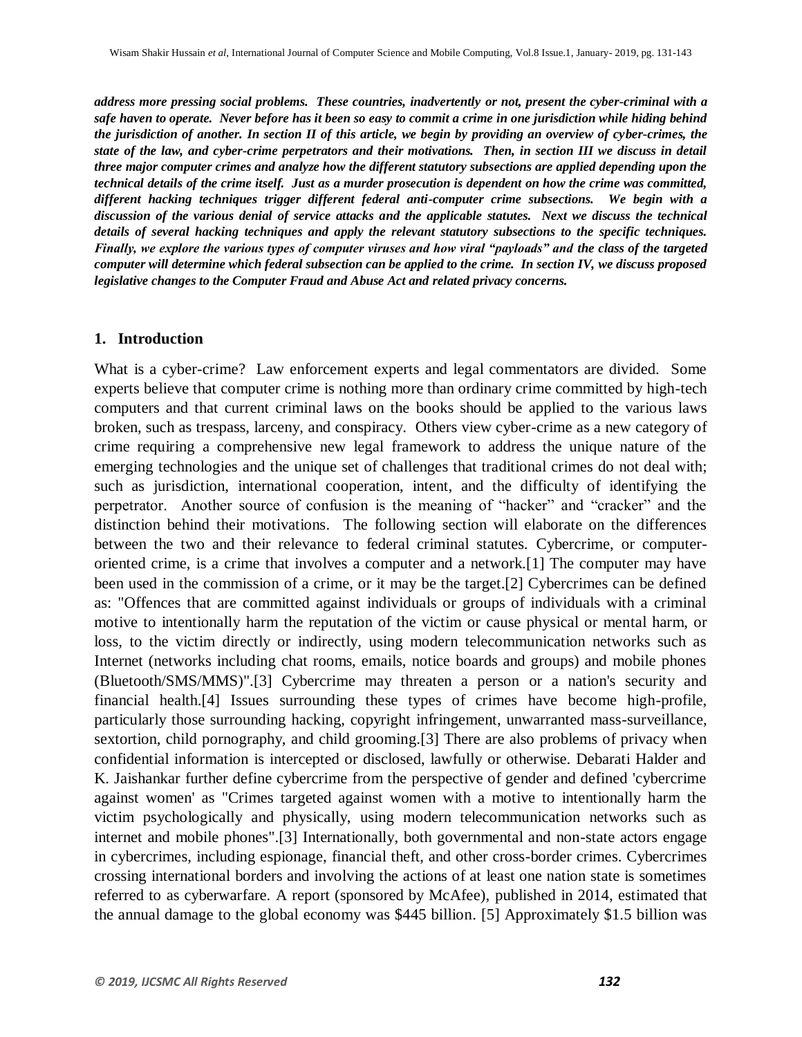***address more pressing social problems. These countries, inadvertently or not, present the cyber-criminal with a safe haven to operate. Never before has it been so easy to commit a crime in one jurisdiction while hiding behind the jurisdiction of another. In section II of this article, we begin by providing an overview of cyber-crimes, the state of the law, and cyber-crime perpetrators and their motivations. Then, in section III we discuss in detail three major computer crimes and analyze how the different statutory subsections are applied depending upon the technical details of the crime itself. Just as a murder prosecution is dependent on how the crime was committed, different hacking techniques trigger different federal anti-computer crime subsections. We begin with a discussion of the various denial of service attacks and the applicable statutes. Next we discuss the technical details of several hacking techniques and apply the relevant statutory subsections to the specific techniques. Finally, we explore the various types of computer viruses and how viral "payloads" and the class of the targeted computer will determine which federal subsection can be applied to the crime. In section IV, we discuss proposed legislative changes to the Computer Fraud and Abuse Act and related privacy concerns.***

## 1. Introduction

What is a cyber-crime? Law enforcement experts and legal commentators are divided. Some experts believe that computer crime is nothing more than ordinary crime committed by high-tech computers and that current criminal laws on the books should be applied to the various laws broken, such as trespass, larceny, and conspiracy. Others view cyber-crime as a new category of crime requiring a comprehensive new legal framework to address the unique nature of the emerging technologies and the unique set of challenges that traditional crimes do not deal with; such as jurisdiction, international cooperation, intent, and the difficulty of identifying the perpetrator. Another source of confusion is the meaning of "hacker" and "cracker" and the distinction behind their motivations. The following section will elaborate on the differences between the two and their relevance to federal criminal statutes. Cybercrime, or computer-oriented crime, is a crime that involves a computer and a network.[1] The computer may have been used in the commission of a crime, or it may be the target.[2] Cybercrimes can be defined as: "Offences that are committed against individuals or groups of individuals with a criminal motive to intentionally harm the reputation of the victim or cause physical or mental harm, or loss, to the victim directly or indirectly, using modern telecommunication networks such as Internet (networks including chat rooms, emails, notice boards and groups) and mobile phones (Bluetooth/SMS/MMS)".[3] Cybercrime may threaten a person or a nation's security and financial health.[4] Issues surrounding these types of crimes have become high-profile, particularly those surrounding hacking, copyright infringement, unwarranted mass-surveillance, sextortion, child pornography, and child grooming.[3] There are also problems of privacy when confidential information is intercepted or disclosed, lawfully or otherwise. Debarati Halder and K. Jaishankar further define cybercrime from the perspective of gender and defined 'cybercrime against women' as "Crimes targeted against women with a motive to intentionally harm the victim psychologically and physically, using modern telecommunication networks such as internet and mobile phones".[3] Internationally, both governmental and non-state actors engage in cybercrimes, including espionage, financial theft, and other cross-border crimes. Cybercrimes crossing international borders and involving the actions of at least one nation state is sometimes referred to as cyberwarfare. A report (sponsored by McAfee), published in 2014, estimated that the annual damage to the global economy was $445 billion. [5] Approximately $1.5 billion was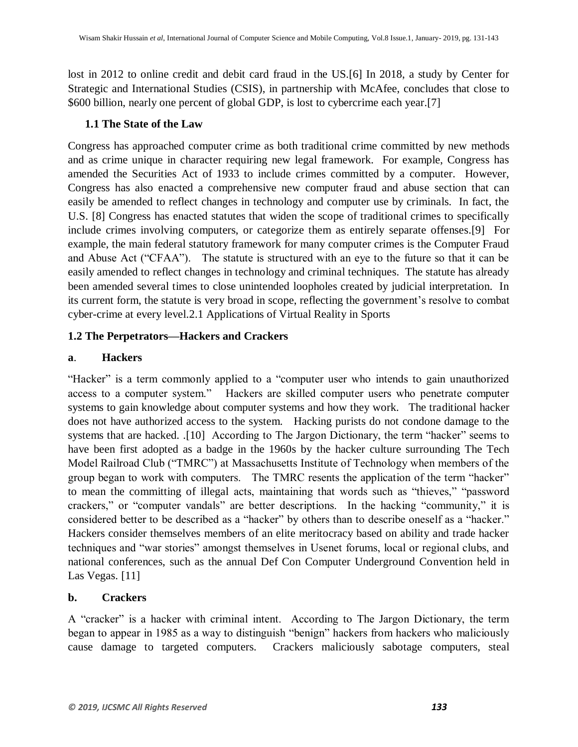lost in 2012 to online credit and debit card fraud in the US.[6] In 2018, a study by Center for Strategic and International Studies (CSIS), in partnership with McAfee, concludes that close to $600 billion, nearly one percent of global GDP, is lost to cybercrime each year.[7]

### 1.1 The State of the Law

Congress has approached computer crime as both traditional crime committed by new methods and as crime unique in character requiring new legal framework. For example, Congress has amended the Securities Act of 1933 to include crimes committed by a computer. However, Congress has also enacted a comprehensive new computer fraud and abuse section that can easily be amended to reflect changes in technology and computer use by criminals. In fact, the U.S. [8] Congress has enacted statutes that widen the scope of traditional crimes to specifically include crimes involving computers, or categorize them as entirely separate offenses.[9] For example, the main federal statutory framework for many computer crimes is the Computer Fraud and Abuse Act ("CFAA"). The statute is structured with an eye to the future so that it can be easily amended to reflect changes in technology and criminal techniques. The statute has already been amended several times to close unintended loopholes created by judicial interpretation. In its current form, the statute is very broad in scope, reflecting the government's resolve to combat cyber-crime at every level.2.1 Applications of Virtual Reality in Sports

### 1.2 The Perpetrators—Hackers and Crackers

#### a. Hackers

"Hacker" is a term commonly applied to a "computer user who intends to gain unauthorized access to a computer system." Hackers are skilled computer users who penetrate computer systems to gain knowledge about computer systems and how they work. The traditional hacker does not have authorized access to the system. Hacking purists do not condone damage to the systems that are hacked. .[10] According to The Jargon Dictionary, the term "hacker" seems to have been first adopted as a badge in the 1960s by the hacker culture surrounding The Tech Model Railroad Club ("TMRC") at Massachusetts Institute of Technology when members of the group began to work with computers. The TMRC resents the application of the term "hacker" to mean the committing of illegal acts, maintaining that words such as "thieves," "password crackers," or "computer vandals" are better descriptions. In the hacking "community," it is considered better to be described as a "hacker" by others than to describe oneself as a "hacker." Hackers consider themselves members of an elite meritocracy based on ability and trade hacker techniques and "war stories" amongst themselves in Usenet forums, local or regional clubs, and national conferences, such as the annual Def Con Computer Underground Convention held in Las Vegas. [11]

#### b. Crackers

A "cracker" is a hacker with criminal intent. According to The Jargon Dictionary, the term began to appear in 1985 as a way to distinguish "benign" hackers from hackers who maliciously cause damage to targeted computers. Crackers maliciously sabotage computers, steal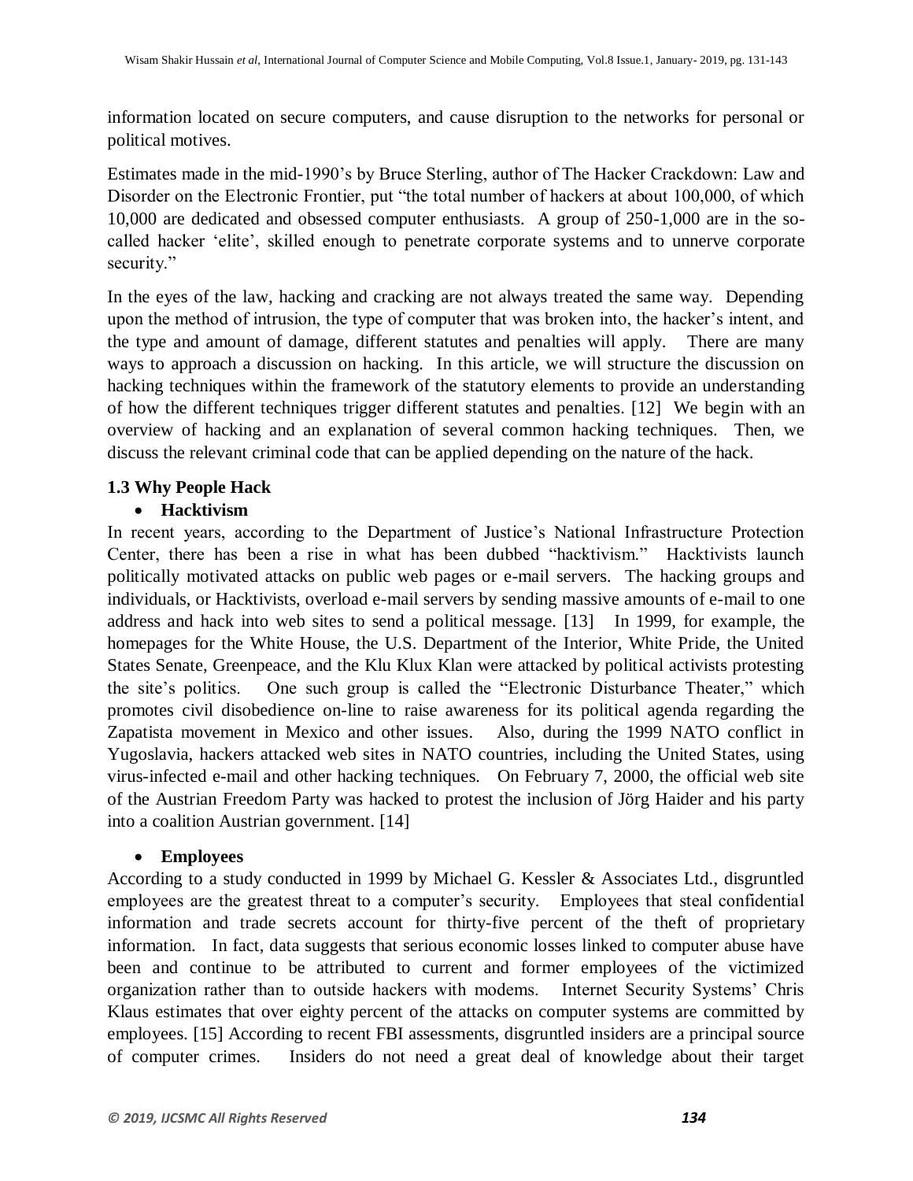information located on secure computers, and cause disruption to the networks for personal or political motives.

Estimates made in the mid-1990's by Bruce Sterling, author of The Hacker Crackdown: Law and Disorder on the Electronic Frontier, put "the total number of hackers at about 100,000, of which 10,000 are dedicated and obsessed computer enthusiasts. A group of 250-1,000 are in the so-called hacker 'elite', skilled enough to penetrate corporate systems and to unnerve corporate security."

In the eyes of the law, hacking and cracking are not always treated the same way. Depending upon the method of intrusion, the type of computer that was broken into, the hacker's intent, and the type and amount of damage, different statutes and penalties will apply. There are many ways to approach a discussion on hacking. In this article, we will structure the discussion on hacking techniques within the framework of the statutory elements to provide an understanding of how the different techniques trigger different statutes and penalties. [12] We begin with an overview of hacking and an explanation of several common hacking techniques. Then, we discuss the relevant criminal code that can be applied depending on the nature of the hack.

### 1.3 Why People Hack

- **Hacktivism**

In recent years, according to the Department of Justice's National Infrastructure Protection Center, there has been a rise in what has been dubbed "hacktivism." Hacktivists launch politically motivated attacks on public web pages or e-mail servers. The hacking groups and individuals, or Hacktivists, overload e-mail servers by sending massive amounts of e-mail to one address and hack into web sites to send a political message. [13] In 1999, for example, the homepages for the White House, the U.S. Department of the Interior, White Pride, the United States Senate, Greenpeace, and the Klu Klux Klan were attacked by political activists protesting the site's politics. One such group is called the "Electronic Disturbance Theater," which promotes civil disobedience on-line to raise awareness for its political agenda regarding the Zapatista movement in Mexico and other issues. Also, during the 1999 NATO conflict in Yugoslavia, hackers attacked web sites in NATO countries, including the United States, using virus-infected e-mail and other hacking techniques. On February 7, 2000, the official web site of the Austrian Freedom Party was hacked to protest the inclusion of Jörg Haider and his party into a coalition Austrian government. [14]

- **Employees**

According to a study conducted in 1999 by Michael G. Kessler & Associates Ltd., disgruntled employees are the greatest threat to a computer's security. Employees that steal confidential information and trade secrets account for thirty-five percent of the theft of proprietary information. In fact, data suggests that serious economic losses linked to computer abuse have been and continue to be attributed to current and former employees of the victimized organization rather than to outside hackers with modems. Internet Security Systems' Chris Klaus estimates that over eighty percent of the attacks on computer systems are committed by employees. [15] According to recent FBI assessments, disgruntled insiders are a principal source of computer crimes. Insiders do not need a great deal of knowledge about their target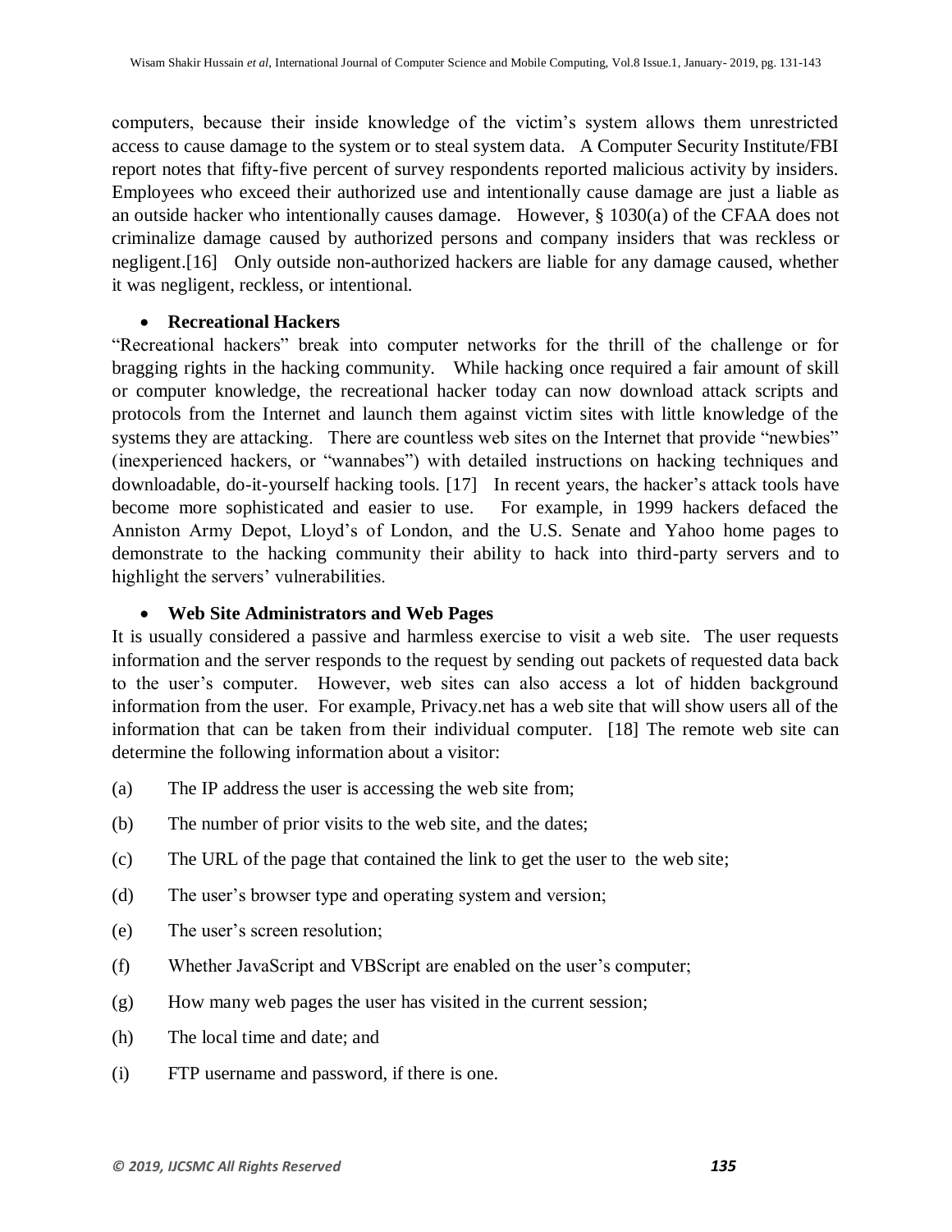computers, because their inside knowledge of the victim's system allows them unrestricted access to cause damage to the system or to steal system data. A Computer Security Institute/FBI report notes that fifty-five percent of survey respondents reported malicious activity by insiders. Employees who exceed their authorized use and intentionally cause damage are just a liable as an outside hacker who intentionally causes damage. However, § 1030(a) of the CFAA does not criminalize damage caused by authorized persons and company insiders that was reckless or negligent.[16] Only outside non-authorized hackers are liable for any damage caused, whether it was negligent, reckless, or intentional.

- **Recreational Hackers**

"Recreational hackers" break into computer networks for the thrill of the challenge or for bragging rights in the hacking community. While hacking once required a fair amount of skill or computer knowledge, the recreational hacker today can now download attack scripts and protocols from the Internet and launch them against victim sites with little knowledge of the systems they are attacking. There are countless web sites on the Internet that provide "newbies" (inexperienced hackers, or "wannabes") with detailed instructions on hacking techniques and downloadable, do-it-yourself hacking tools. [17] In recent years, the hacker's attack tools have become more sophisticated and easier to use. For example, in 1999 hackers defaced the Anniston Army Depot, Lloyd's of London, and the U.S. Senate and Yahoo home pages to demonstrate to the hacking community their ability to hack into third-party servers and to highlight the servers' vulnerabilities.

- **Web Site Administrators and Web Pages**

It is usually considered a passive and harmless exercise to visit a web site. The user requests information and the server responds to the request by sending out packets of requested data back to the user's computer. However, web sites can also access a lot of hidden background information from the user. For example, Privacy.net has a web site that will show users all of the information that can be taken from their individual computer. [18] The remote web site can determine the following information about a visitor:

(a) The IP address the user is accessing the web site from;

(b) The number of prior visits to the web site, and the dates;

(c) The URL of the page that contained the link to get the user to the web site;

(d) The user's browser type and operating system and version;

(e) The user's screen resolution;

(f) Whether JavaScript and VBScript are enabled on the user's computer;

(g) How many web pages the user has visited in the current session;

(h) The local time and date; and

(i) FTP username and password, if there is one.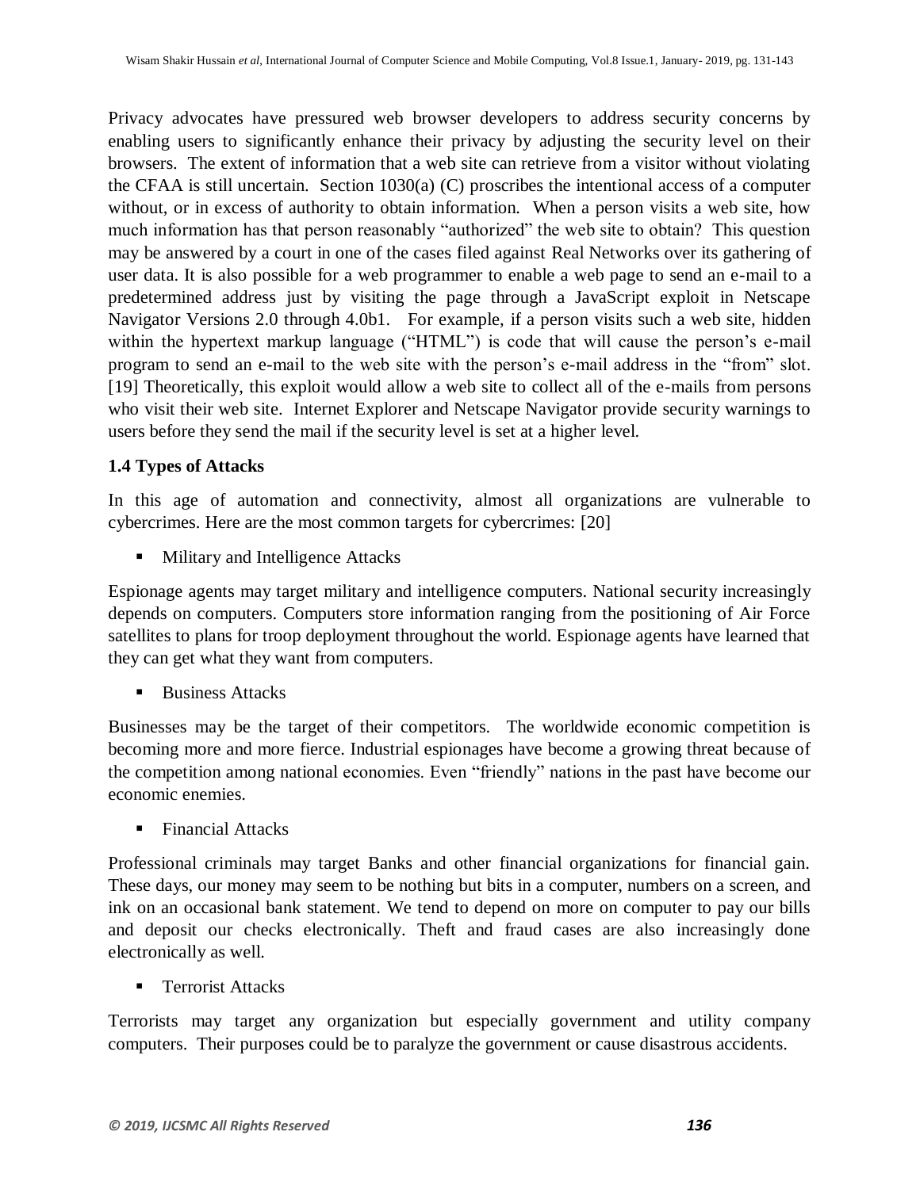Privacy advocates have pressured web browser developers to address security concerns by enabling users to significantly enhance their privacy by adjusting the security level on their browsers. The extent of information that a web site can retrieve from a visitor without violating the CFAA is still uncertain. Section 1030(a) (C) proscribes the intentional access of a computer without, or in excess of authority to obtain information. When a person visits a web site, how much information has that person reasonably "authorized" the web site to obtain? This question may be answered by a court in one of the cases filed against Real Networks over its gathering of user data. It is also possible for a web programmer to enable a web page to send an e-mail to a predetermined address just by visiting the page through a JavaScript exploit in Netscape Navigator Versions 2.0 through 4.0b1. For example, if a person visits such a web site, hidden within the hypertext markup language ("HTML") is code that will cause the person's e-mail program to send an e-mail to the web site with the person's e-mail address in the "from" slot. [19] Theoretically, this exploit would allow a web site to collect all of the e-mails from persons who visit their web site. Internet Explorer and Netscape Navigator provide security warnings to users before they send the mail if the security level is set at a higher level.

### 1.4 Types of Attacks

In this age of automation and connectivity, almost all organizations are vulnerable to cybercrimes. Here are the most common targets for cybercrimes: [20]

- Military and Intelligence Attacks

Espionage agents may target military and intelligence computers. National security increasingly depends on computers. Computers store information ranging from the positioning of Air Force satellites to plans for troop deployment throughout the world. Espionage agents have learned that they can get what they want from computers.

- Business Attacks

Businesses may be the target of their competitors. The worldwide economic competition is becoming more and more fierce. Industrial espionages have become a growing threat because of the competition among national economies. Even "friendly" nations in the past have become our economic enemies.

- Financial Attacks

Professional criminals may target Banks and other financial organizations for financial gain. These days, our money may seem to be nothing but bits in a computer, numbers on a screen, and ink on an occasional bank statement. We tend to depend on more on computer to pay our bills and deposit our checks electronically. Theft and fraud cases are also increasingly done electronically as well.

- Terrorist Attacks

Terrorists may target any organization but especially government and utility company computers. Their purposes could be to paralyze the government or cause disastrous accidents.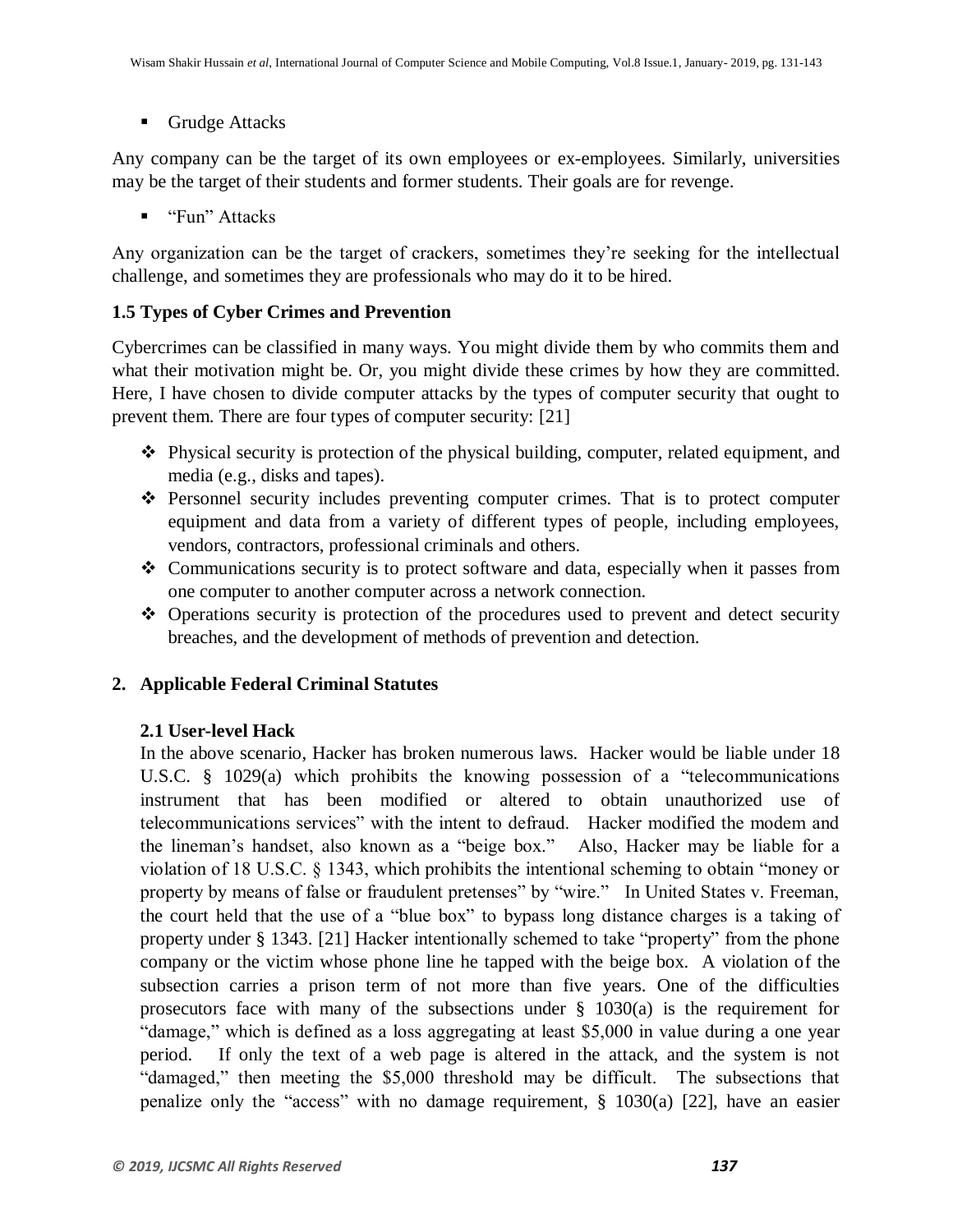- Grudge Attacks

Any company can be the target of its own employees or ex-employees. Similarly, universities may be the target of their students and former students. Their goals are for revenge.

- "Fun" Attacks

Any organization can be the target of crackers, sometimes they're seeking for the intellectual challenge, and sometimes they are professionals who may do it to be hired.

### 1.5 Types of Cyber Crimes and Prevention

Cybercrimes can be classified in many ways. You might divide them by who commits them and what their motivation might be. Or, you might divide these crimes by how they are committed. Here, I have chosen to divide computer attacks by the types of computer security that ought to prevent them. There are four types of computer security: [21]

- Physical security is protection of the physical building, computer, related equipment, and media (e.g., disks and tapes).
- Personnel security includes preventing computer crimes. That is to protect computer equipment and data from a variety of different types of people, including employees, vendors, contractors, professional criminals and others.
- Communications security is to protect software and data, especially when it passes from one computer to another computer across a network connection.
- Operations security is protection of the procedures used to prevent and detect security breaches, and the development of methods of prevention and detection.

## 2. Applicable Federal Criminal Statutes

### 2.1 User-level Hack

In the above scenario, Hacker has broken numerous laws. Hacker would be liable under 18 U.S.C. § 1029(a) which prohibits the knowing possession of a "telecommunications instrument that has been modified or altered to obtain unauthorized use of telecommunications services" with the intent to defraud. Hacker modified the modem and the lineman's handset, also known as a "beige box." Also, Hacker may be liable for a violation of 18 U.S.C. § 1343, which prohibits the intentional scheming to obtain "money or property by means of false or fraudulent pretenses" by "wire." In United States v. Freeman, the court held that the use of a "blue box" to bypass long distance charges is a taking of property under § 1343. [21] Hacker intentionally schemed to take "property" from the phone company or the victim whose phone line he tapped with the beige box. A violation of the subsection carries a prison term of not more than five years. One of the difficulties prosecutors face with many of the subsections under § 1030(a) is the requirement for "damage," which is defined as a loss aggregating at least $5,000 in value during a one year period. If only the text of a web page is altered in the attack, and the system is not "damaged," then meeting the $5,000 threshold may be difficult. The subsections that penalize only the "access" with no damage requirement, § 1030(a) [22], have an easier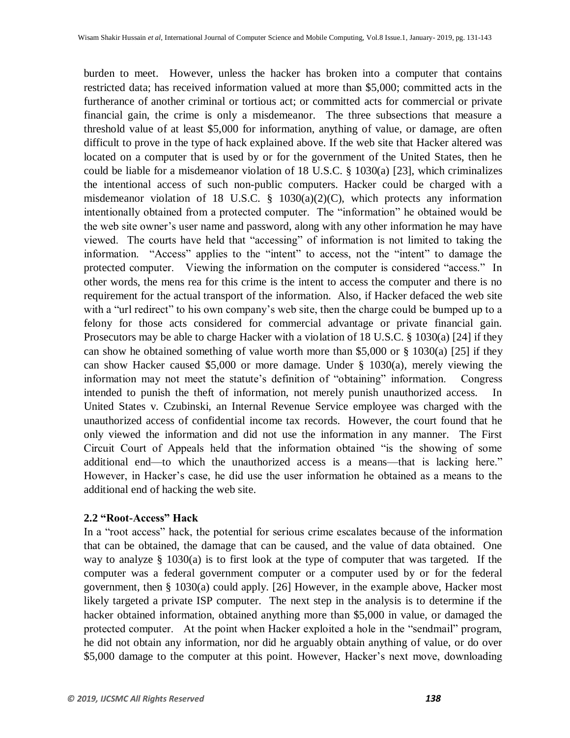burden to meet. However, unless the hacker has broken into a computer that contains restricted data; has received information valued at more than $5,000; committed acts in the furtherance of another criminal or tortious act; or committed acts for commercial or private financial gain, the crime is only a misdemeanor. The three subsections that measure a threshold value of at least $5,000 for information, anything of value, or damage, are often difficult to prove in the type of hack explained above. If the web site that Hacker altered was located on a computer that is used by or for the government of the United States, then he could be liable for a misdemeanor violation of 18 U.S.C. § 1030(a) [23], which criminalizes the intentional access of such non-public computers. Hacker could be charged with a misdemeanor violation of 18 U.S.C. § 1030(a)(2)(C), which protects any information intentionally obtained from a protected computer. The "information" he obtained would be the web site owner's user name and password, along with any other information he may have viewed. The courts have held that "accessing" of information is not limited to taking the information. "Access" applies to the "intent" to access, not the "intent" to damage the protected computer. Viewing the information on the computer is considered "access." In other words, the mens rea for this crime is the intent to access the computer and there is no requirement for the actual transport of the information. Also, if Hacker defaced the web site with a "url redirect" to his own company's web site, then the charge could be bumped up to a felony for those acts considered for commercial advantage or private financial gain. Prosecutors may be able to charge Hacker with a violation of 18 U.S.C. § 1030(a) [24] if they can show he obtained something of value worth more than $5,000 or § 1030(a) [25] if they can show Hacker caused $5,000 or more damage. Under § 1030(a), merely viewing the information may not meet the statute's definition of "obtaining" information. Congress intended to punish the theft of information, not merely punish unauthorized access. In United States v. Czubinski, an Internal Revenue Service employee was charged with the unauthorized access of confidential income tax records. However, the court found that he only viewed the information and did not use the information in any manner. The First Circuit Court of Appeals held that the information obtained "is the showing of some additional end—to which the unauthorized access is a means—that is lacking here." However, in Hacker's case, he did use the user information he obtained as a means to the additional end of hacking the web site.

### 2.2 "Root-Access" Hack

In a "root access" hack, the potential for serious crime escalates because of the information that can be obtained, the damage that can be caused, and the value of data obtained. One way to analyze § 1030(a) is to first look at the type of computer that was targeted. If the computer was a federal government computer or a computer used by or for the federal government, then § 1030(a) could apply. [26] However, in the example above, Hacker most likely targeted a private ISP computer. The next step in the analysis is to determine if the hacker obtained information, obtained anything more than $5,000 in value, or damaged the protected computer. At the point when Hacker exploited a hole in the "sendmail" program, he did not obtain any information, nor did he arguably obtain anything of value, or do over $5,000 damage to the computer at this point. However, Hacker's next move, downloading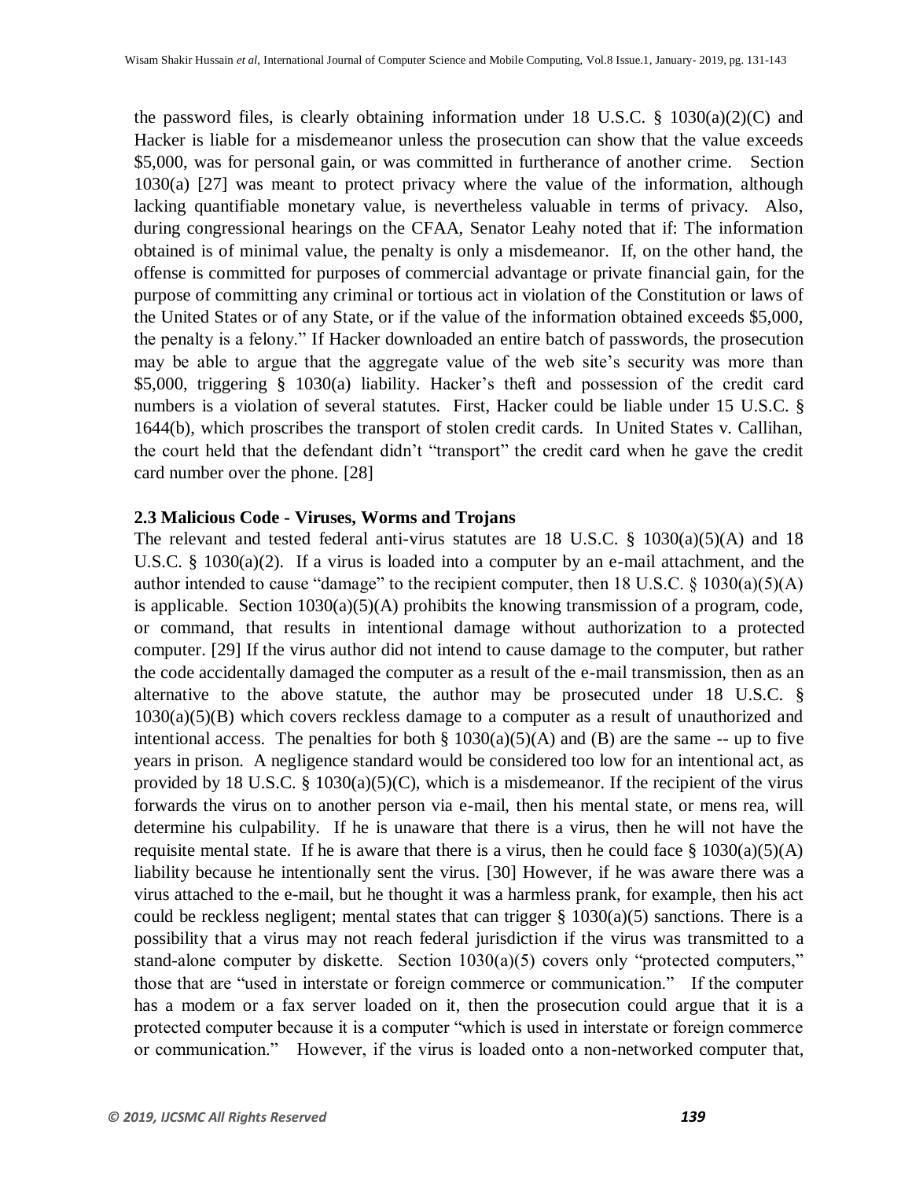the password files, is clearly obtaining information under 18 U.S.C. § 1030(a)(2)(C) and Hacker is liable for a misdemeanor unless the prosecution can show that the value exceeds $5,000, was for personal gain, or was committed in furtherance of another crime. Section 1030(a) [27] was meant to protect privacy where the value of the information, although lacking quantifiable monetary value, is nevertheless valuable in terms of privacy. Also, during congressional hearings on the CFAA, Senator Leahy noted that if: The information obtained is of minimal value, the penalty is only a misdemeanor. If, on the other hand, the offense is committed for purposes of commercial advantage or private financial gain, for the purpose of committing any criminal or tortious act in violation of the Constitution or laws of the United States or of any State, or if the value of the information obtained exceeds $5,000, the penalty is a felony." If Hacker downloaded an entire batch of passwords, the prosecution may be able to argue that the aggregate value of the web site's security was more than $5,000, triggering § 1030(a) liability. Hacker's theft and possession of the credit card numbers is a violation of several statutes. First, Hacker could be liable under 15 U.S.C. § 1644(b), which proscribes the transport of stolen credit cards. In United States v. Callihan, the court held that the defendant didn't "transport" the credit card when he gave the credit card number over the phone. [28]

### 2.3 Malicious Code - Viruses, Worms and Trojans

The relevant and tested federal anti-virus statutes are 18 U.S.C. § 1030(a)(5)(A) and 18 U.S.C. § 1030(a)(2). If a virus is loaded into a computer by an e-mail attachment, and the author intended to cause "damage" to the recipient computer, then 18 U.S.C. § 1030(a)(5)(A) is applicable. Section 1030(a)(5)(A) prohibits the knowing transmission of a program, code, or command, that results in intentional damage without authorization to a protected computer. [29] If the virus author did not intend to cause damage to the computer, but rather the code accidentally damaged the computer as a result of the e-mail transmission, then as an alternative to the above statute, the author may be prosecuted under 18 U.S.C. § 1030(a)(5)(B) which covers reckless damage to a computer as a result of unauthorized and intentional access. The penalties for both § 1030(a)(5)(A) and (B) are the same -- up to five years in prison. A negligence standard would be considered too low for an intentional act, as provided by 18 U.S.C. § 1030(a)(5)(C), which is a misdemeanor. If the recipient of the virus forwards the virus on to another person via e-mail, then his mental state, or mens rea, will determine his culpability. If he is unaware that there is a virus, then he will not have the requisite mental state. If he is aware that there is a virus, then he could face § 1030(a)(5)(A) liability because he intentionally sent the virus. [30] However, if he was aware there was a virus attached to the e-mail, but he thought it was a harmless prank, for example, then his act could be reckless negligent; mental states that can trigger § 1030(a)(5) sanctions. There is a possibility that a virus may not reach federal jurisdiction if the virus was transmitted to a stand-alone computer by diskette. Section 1030(a)(5) covers only "protected computers," those that are "used in interstate or foreign commerce or communication." If the computer has a modem or a fax server loaded on it, then the prosecution could argue that it is a protected computer because it is a computer "which is used in interstate or foreign commerce or communication." However, if the virus is loaded onto a non-networked computer that,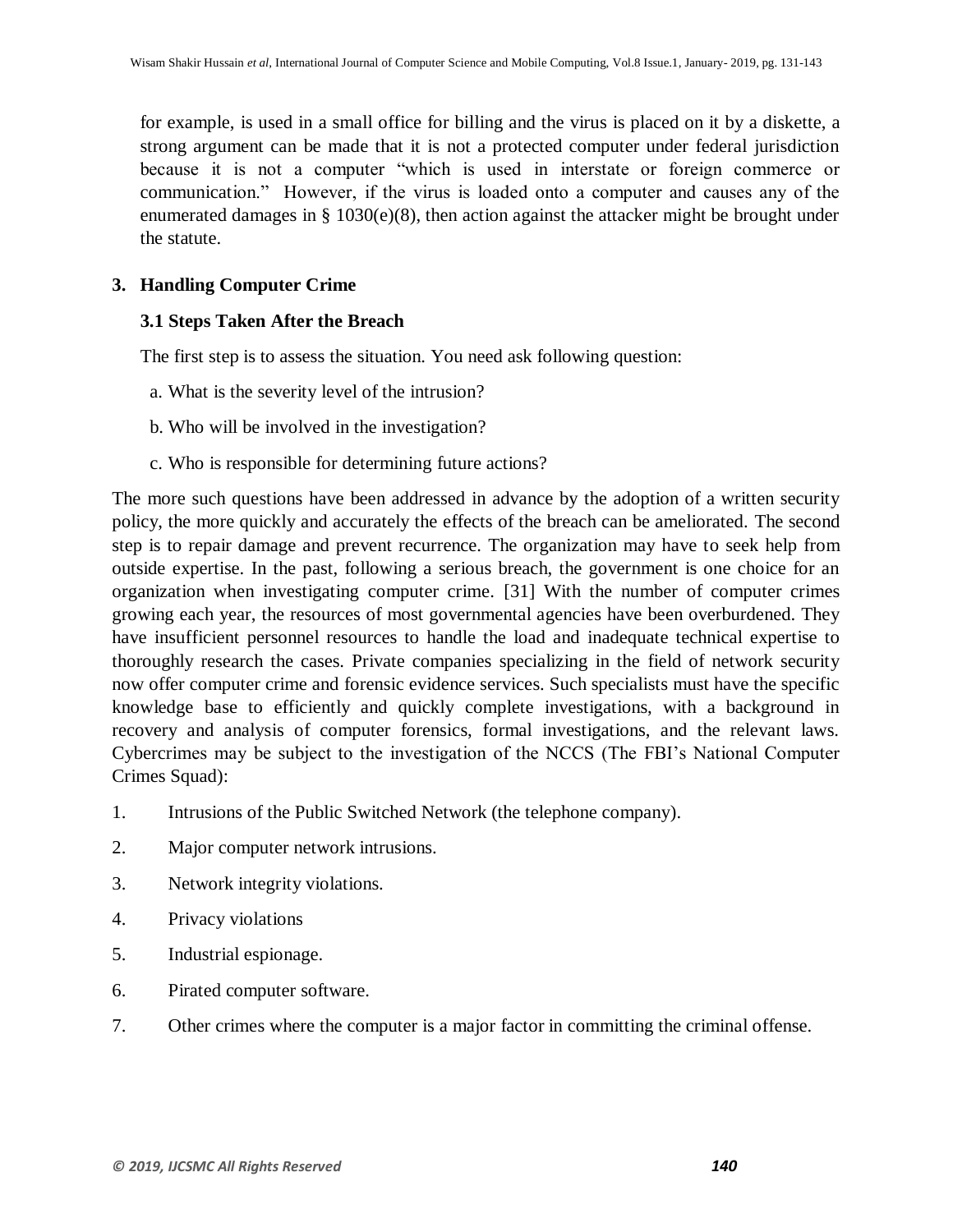for example, is used in a small office for billing and the virus is placed on it by a diskette, a strong argument can be made that it is not a protected computer under federal jurisdiction because it is not a computer "which is used in interstate or foreign commerce or communication." However, if the virus is loaded onto a computer and causes any of the enumerated damages in § 1030(e)(8), then action against the attacker might be brought under the statute.

## 3. Handling Computer Crime

### 3.1 Steps Taken After the Breach

The first step is to assess the situation. You need ask following question:

a. What is the severity level of the intrusion?

b. Who will be involved in the investigation?

c. Who is responsible for determining future actions?

The more such questions have been addressed in advance by the adoption of a written security policy, the more quickly and accurately the effects of the breach can be ameliorated. The second step is to repair damage and prevent recurrence. The organization may have to seek help from outside expertise. In the past, following a serious breach, the government is one choice for an organization when investigating computer crime. [31] With the number of computer crimes growing each year, the resources of most governmental agencies have been overburdened. They have insufficient personnel resources to handle the load and inadequate technical expertise to thoroughly research the cases. Private companies specializing in the field of network security now offer computer crime and forensic evidence services. Such specialists must have the specific knowledge base to efficiently and quickly complete investigations, with a background in recovery and analysis of computer forensics, formal investigations, and the relevant laws. Cybercrimes may be subject to the investigation of the NCCS (The FBI's National Computer Crimes Squad):

1. Intrusions of the Public Switched Network (the telephone company).
2. Major computer network intrusions.
3. Network integrity violations.
4. Privacy violations
5. Industrial espionage.
6. Pirated computer software.
7. Other crimes where the computer is a major factor in committing the criminal offense.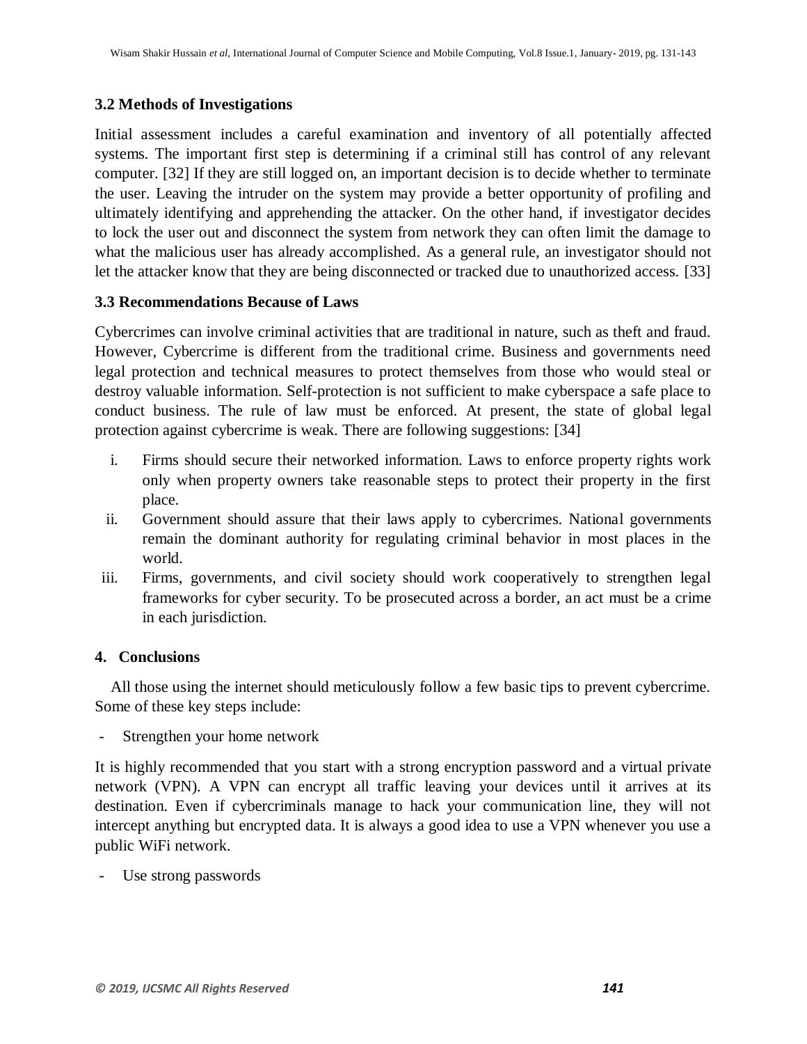### 3.2 Methods of Investigations

Initial assessment includes a careful examination and inventory of all potentially affected systems. The important first step is determining if a criminal still has control of any relevant computer. [32] If they are still logged on, an important decision is to decide whether to terminate the user. Leaving the intruder on the system may provide a better opportunity of profiling and ultimately identifying and apprehending the attacker. On the other hand, if investigator decides to lock the user out and disconnect the system from network they can often limit the damage to what the malicious user has already accomplished. As a general rule, an investigator should not let the attacker know that they are being disconnected or tracked due to unauthorized access. [33]

### 3.3 Recommendations Because of Laws

Cybercrimes can involve criminal activities that are traditional in nature, such as theft and fraud. However, Cybercrime is different from the traditional crime. Business and governments need legal protection and technical measures to protect themselves from those who would steal or destroy valuable information. Self-protection is not sufficient to make cyberspace a safe place to conduct business. The rule of law must be enforced. At present, the state of global legal protection against cybercrime is weak. There are following suggestions: [34]

i. Firms should secure their networked information. Laws to enforce property rights work only when property owners take reasonable steps to protect their property in the first place.
ii. Government should assure that their laws apply to cybercrimes. National governments remain the dominant authority for regulating criminal behavior in most places in the world.
iii. Firms, governments, and civil society should work cooperatively to strengthen legal frameworks for cyber security. To be prosecuted across a border, an act must be a crime in each jurisdiction.

## 4. Conclusions

All those using the internet should meticulously follow a few basic tips to prevent cybercrime. Some of these key steps include:

- Strengthen your home network

It is highly recommended that you start with a strong encryption password and a virtual private network (VPN). A VPN can encrypt all traffic leaving your devices until it arrives at its destination. Even if cybercriminals manage to hack your communication line, they will not intercept anything but encrypted data. It is always a good idea to use a VPN whenever you use a public WiFi network.

- Use strong passwords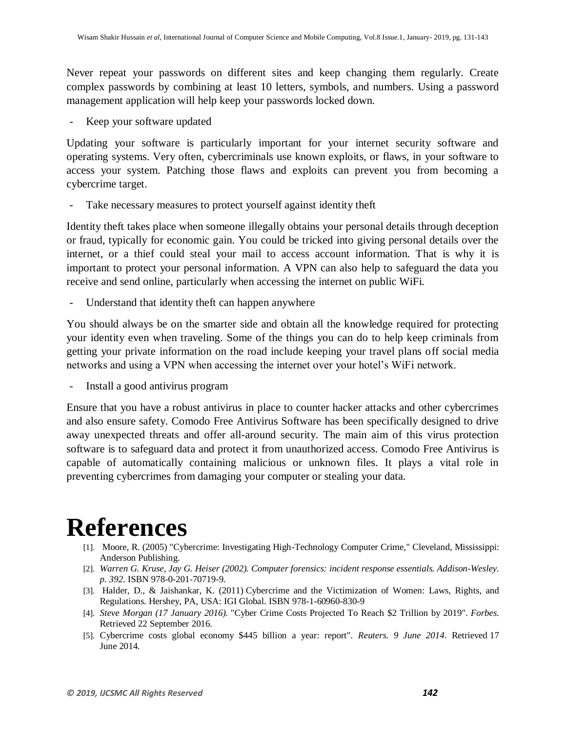Never repeat your passwords on different sites and keep changing them regularly. Create complex passwords by combining at least 10 letters, symbols, and numbers. Using a password management application will help keep your passwords locked down.

- Keep your software updated

Updating your software is particularly important for your internet security software and operating systems. Very often, cybercriminals use known exploits, or flaws, in your software to access your system. Patching those flaws and exploits can prevent you from becoming a cybercrime target.

- Take necessary measures to protect yourself against identity theft

Identity theft takes place when someone illegally obtains your personal details through deception or fraud, typically for economic gain. You could be tricked into giving personal details over the internet, or a thief could steal your mail to access account information. That is why it is important to protect your personal information. A VPN can also help to safeguard the data you receive and send online, particularly when accessing the internet on public WiFi.

- Understand that identity theft can happen anywhere

You should always be on the smarter side and obtain all the knowledge required for protecting your identity even when traveling. Some of the things you can do to help keep criminals from getting your private information on the road include keeping your travel plans off social media networks and using a VPN when accessing the internet over your hotel's WiFi network.

- Install a good antivirus program

Ensure that you have a robust antivirus in place to counter hacker attacks and other cybercrimes and also ensure safety. Comodo Free Antivirus Software has been specifically designed to drive away unexpected threats and offer all-around security. The main aim of this virus protection software is to safeguard data and protect it from unauthorized access. Comodo Free Antivirus is capable of automatically containing malicious or unknown files. It plays a vital role in preventing cybercrimes from damaging your computer or stealing your data.

# References

[1]. Moore, R. (2005) "Cybercrime: Investigating High-Technology Computer Crime," Cleveland, Mississippi: Anderson Publishing.

[2]. *Warren G. Kruse, Jay G. Heiser (2002). Computer forensics: incident response essentials. Addison-Wesley. p. 392.* ISBN 978-0-201-70719-9.

[3]. Halder, D., & Jaishankar, K. (2011) Cybercrime and the Victimization of Women: Laws, Rights, and Regulations. Hershey, PA, USA: IGI Global. ISBN 978-1-60960-830-9

[4]. *Steve Morgan (17 January 2016).* "Cyber Crime Costs Projected To Reach $2 Trillion by 2019". *Forbes.* Retrieved 22 September 2016.

[5]. Cybercrime costs global economy $445 billion a year: report". *Reuters. 9 June 2014*. Retrieved 17 June 2014.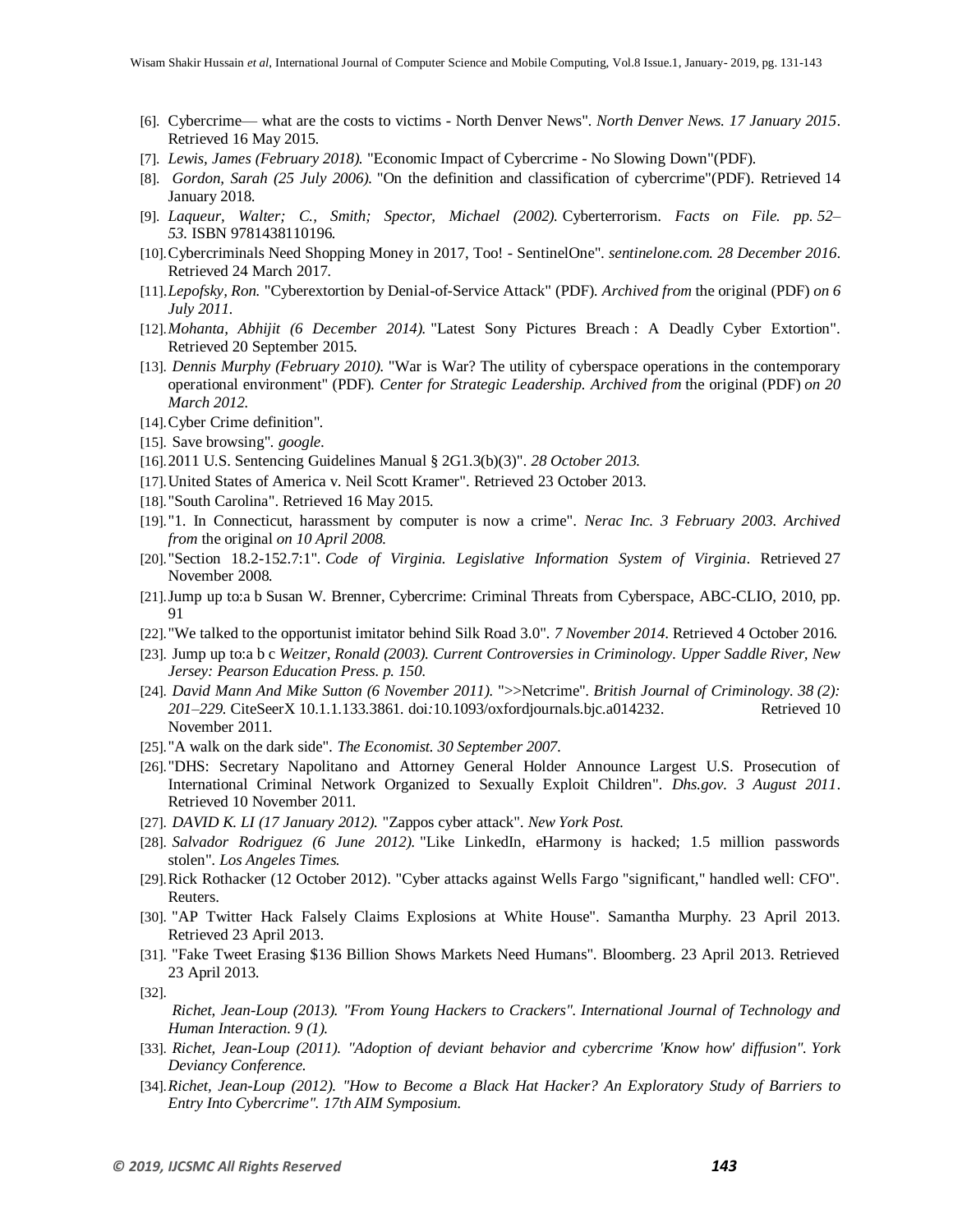[6]. Cybercrime— what are the costs to victims - North Denver News". *North Denver News. 17 January 2015*. Retrieved 16 May 2015.

[7]. *Lewis, James (February 2018).* "Economic Impact of Cybercrime - No Slowing Down"(PDF).

[8]. *Gordon, Sarah (25 July 2006).* "On the definition and classification of cybercrime"(PDF). Retrieved 14 January 2018.

[9]. *Laqueur, Walter; C., Smith; Spector, Michael (2002).* Cyberterrorism. *Facts on File. pp. 52–53.* ISBN 9781438110196.

[10]. Cybercriminals Need Shopping Money in 2017, Too! - SentinelOne". *sentinelone.com. 28 December 2016*. Retrieved 24 March 2017.

[11]. *Lepofsky, Ron.* "Cyberextortion by Denial-of-Service Attack" (PDF). *Archived from* the original (PDF) *on 6 July 2011.*

[12]. *Mohanta, Abhijit (6 December 2014).* "Latest Sony Pictures Breach : A Deadly Cyber Extortion". Retrieved 20 September 2015.

[13]. *Dennis Murphy (February 2010).* "War is War? The utility of cyberspace operations in the contemporary operational environment" (PDF). *Center for Strategic Leadership. Archived from* the original (PDF) *on 20 March 2012.*

[14]. Cyber Crime definition".

[15]. Save browsing". *google.*

[16]. 2011 U.S. Sentencing Guidelines Manual § 2G1.3(b)(3)". *28 October 2013.*

[17]. United States of America v. Neil Scott Kramer". Retrieved 23 October 2013.

[18]. "South Carolina". Retrieved 16 May 2015.

[19]. "1. In Connecticut, harassment by computer is now a crime". *Nerac Inc. 3 February 2003. Archived from* the original *on 10 April 2008.*

[20]. "Section 18.2-152.7:1". *Code of Virginia. Legislative Information System of Virginia*. Retrieved 27 November 2008.

[21]. Jump up to:a b Susan W. Brenner, Cybercrime: Criminal Threats from Cyberspace, ABC-CLIO, 2010, pp. 91

[22]. "We talked to the opportunist imitator behind Silk Road 3.0". *7 November 2014*. Retrieved 4 October 2016.

[23]. Jump up to:a b c *Weitzer, Ronald (2003). Current Controversies in Criminology. Upper Saddle River, New Jersey: Pearson Education Press. p. 150.*

[24]. *David Mann And Mike Sutton (6 November 2011).* ">>Netcrime". *British Journal of Criminology. 38 (2): 201–229.* CiteSeerX 10.1.1.133.3861. doi*:*10.1093/oxfordjournals.bjc.a014232. Retrieved 10 November 2011.

[25]. "A walk on the dark side". *The Economist. 30 September 2007.*

[26]. "DHS: Secretary Napolitano and Attorney General Holder Announce Largest U.S. Prosecution of International Criminal Network Organized to Sexually Exploit Children". *Dhs.gov. 3 August 2011*. Retrieved 10 November 2011.

[27]. *DAVID K. LI (17 January 2012).* "Zappos cyber attack". *New York Post.*

[28]. *Salvador Rodriguez (6 June 2012).* "Like LinkedIn, eHarmony is hacked; 1.5 million passwords stolen". *Los Angeles Times.*

[29]. Rick Rothacker (12 October 2012). "Cyber attacks against Wells Fargo "significant," handled well: CFO". Reuters.

[30]. "AP Twitter Hack Falsely Claims Explosions at White House". Samantha Murphy. 23 April 2013. Retrieved 23 April 2013.

[31]. "Fake Tweet Erasing $136 Billion Shows Markets Need Humans". Bloomberg. 23 April 2013. Retrieved 23 April 2013.

[32]. *Richet, Jean-Loup (2013). "From Young Hackers to Crackers". International Journal of Technology and Human Interaction. 9 (1).*

[33]. *Richet, Jean-Loup (2011). "Adoption of deviant behavior and cybercrime 'Know how' diffusion". York Deviancy Conference.*

[34]. *Richet, Jean-Loup (2012). "How to Become a Black Hat Hacker? An Exploratory Study of Barriers to Entry Into Cybercrime". 17th AIM Symposium.*